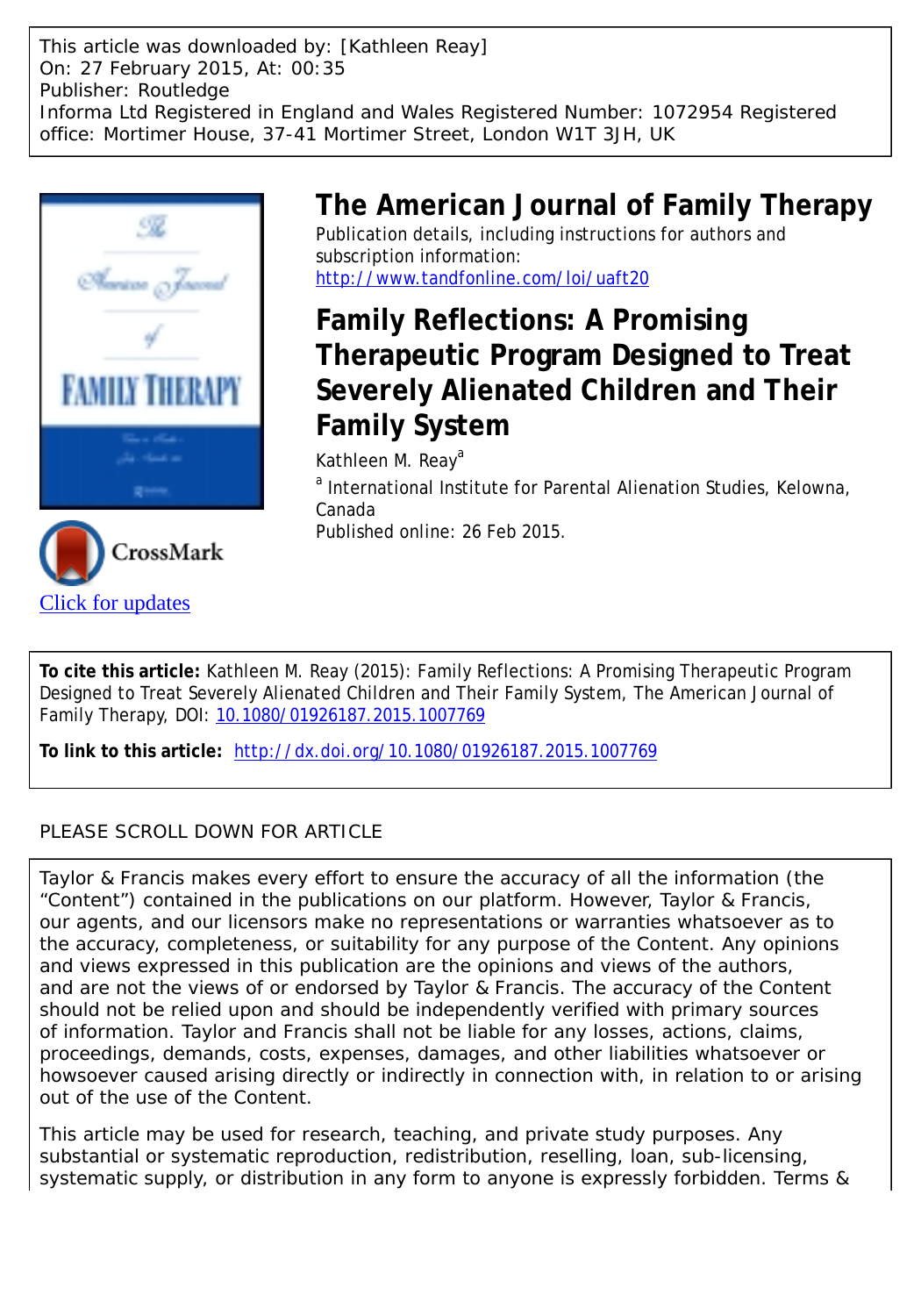This article was downloaded by: [Kathleen Reay]
On: 27 February 2015, At: 00:35
Publisher: Routledge
Informa Ltd Registered in England and Wales Registered Number: 1072954 Registered office: Mortimer House, 37-41 Mortimer Street, London W1T 3JH, UK

# The American Journal of Family Therapy

Publication details, including instructions for authors and subscription information:
http://www.tandfonline.com/loi/uaft20

# Family Reflections: A Promising Therapeutic Program Designed to Treat Severely Alienated Children and Their Family System

Kathleen M. Reay[a]

[a] International Institute for Parental Alienation Studies, Kelowna, Canada

Published online: 26 Feb 2015.

CrossMark

Click for updates

**To cite this article:** Kathleen M. Reay (2015): Family Reflections: A Promising Therapeutic Program Designed to Treat Severely Alienated Children and Their Family System, The American Journal of Family Therapy, DOI: 10.1080/01926187.2015.1007769

**To link to this article:** http://dx.doi.org/10.1080/01926187.2015.1007769

PLEASE SCROLL DOWN FOR ARTICLE

Taylor & Francis makes every effort to ensure the accuracy of all the information (the "Content") contained in the publications on our platform. However, Taylor & Francis, our agents, and our licensors make no representations or warranties whatsoever as to the accuracy, completeness, or suitability for any purpose of the Content. Any opinions and views expressed in this publication are the opinions and views of the authors, and are not the views of or endorsed by Taylor & Francis. The accuracy of the Content should not be relied upon and should be independently verified with primary sources of information. Taylor and Francis shall not be liable for any losses, actions, claims, proceedings, demands, costs, expenses, damages, and other liabilities whatsoever or howsoever caused arising directly or indirectly in connection with, in relation to or arising out of the use of the Content.

This article may be used for research, teaching, and private study purposes. Any substantial or systematic reproduction, redistribution, reselling, loan, sub-licensing, systematic supply, or distribution in any form to anyone is expressly forbidden. Terms &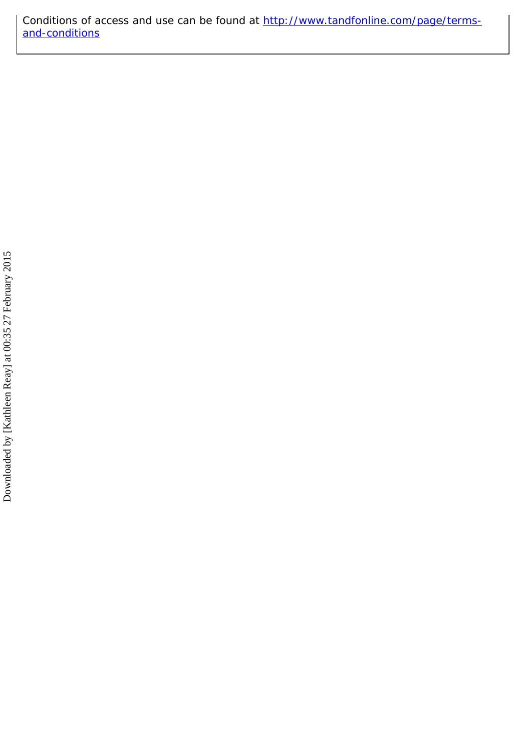Conditions of access and use can be found at [http://www.tandfonline.com/page/terms-and-conditions](http://www.tandfonline.com/page/terms-and-conditions)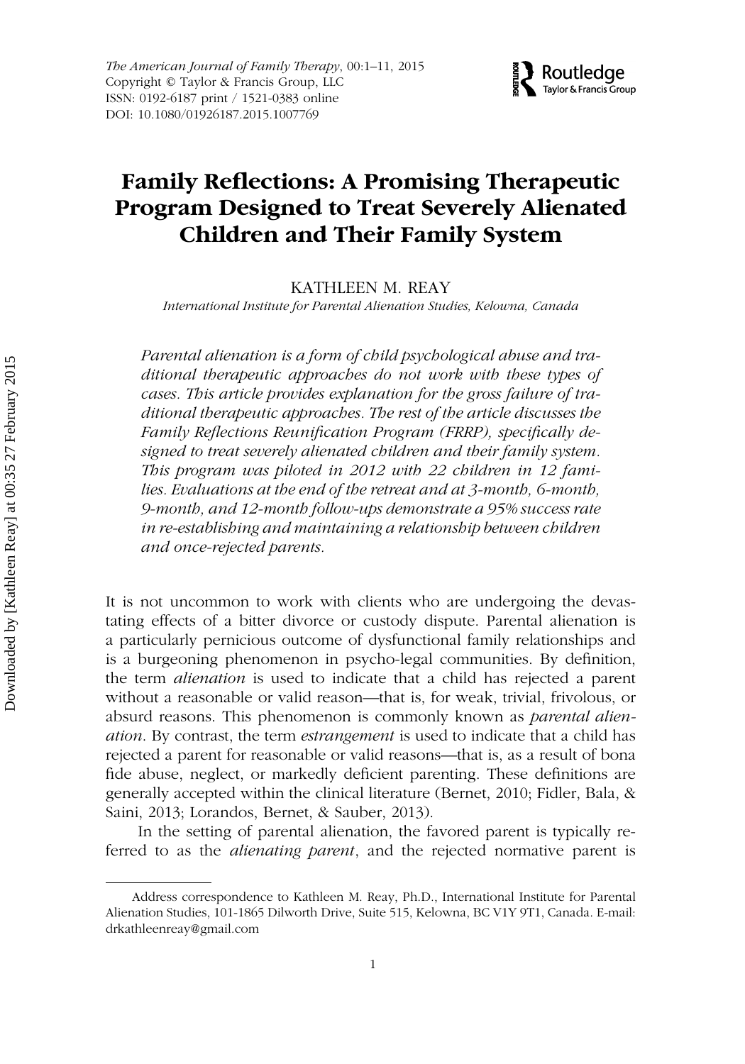# Family Reflections: A Promising Therapeutic Program Designed to Treat Severely Alienated Children and Their Family System

KATHLEEN M. REAY

*International Institute for Parental Alienation Studies, Kelowna, Canada*

*Parental alienation is a form of child psychological abuse and traditional therapeutic approaches do not work with these types of cases. This article provides explanation for the gross failure of traditional therapeutic approaches. The rest of the article discusses the Family Reflections Reunification Program (FRRP), specifically designed to treat severely alienated children and their family system. This program was piloted in 2012 with 22 children in 12 families. Evaluations at the end of the retreat and at 3-month, 6-month, 9-month, and 12-month follow-ups demonstrate a 95% success rate in re-establishing and maintaining a relationship between children and once-rejected parents.*

It is not uncommon to work with clients who are undergoing the devastating effects of a bitter divorce or custody dispute. Parental alienation is a particularly pernicious outcome of dysfunctional family relationships and is a burgeoning phenomenon in psycho-legal communities. By definition, the term *alienation* is used to indicate that a child has rejected a parent without a reasonable or valid reason—that is, for weak, trivial, frivolous, or absurd reasons. This phenomenon is commonly known as *parental alienation*. By contrast, the term *estrangement* is used to indicate that a child has rejected a parent for reasonable or valid reasons—that is, as a result of bona fide abuse, neglect, or markedly deficient parenting. These definitions are generally accepted within the clinical literature (Bernet, 2010; Fidler, Bala, & Saini, 2013; Lorandos, Bernet, & Sauber, 2013).

In the setting of parental alienation, the favored parent is typically referred to as the *alienating parent*, and the rejected normative parent is

---

Address correspondence to Kathleen M. Reay, Ph.D., International Institute for Parental Alienation Studies, 101-1865 Dilworth Drive, Suite 515, Kelowna, BC V1Y 9T1, Canada. E-mail: drkathleenreay@gmail.com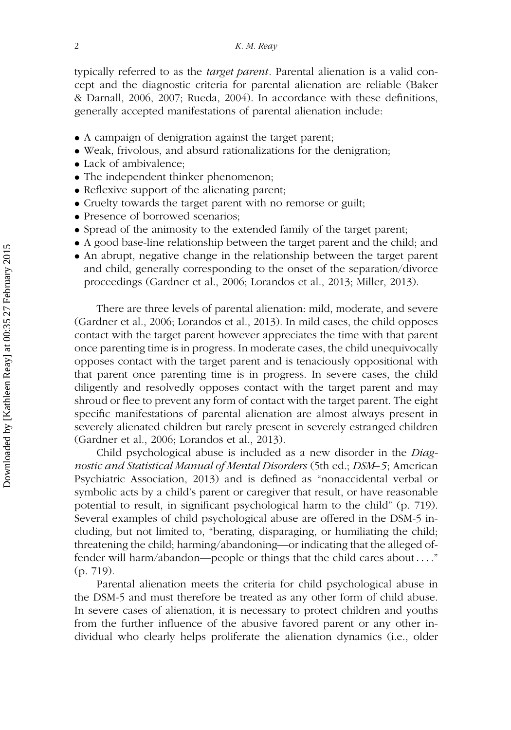typically referred to as the *target parent*. Parental alienation is a valid concept and the diagnostic criteria for parental alienation are reliable (Baker & Darnall, 2006, 2007; Rueda, 2004). In accordance with these definitions, generally accepted manifestations of parental alienation include:

- A campaign of denigration against the target parent;
- Weak, frivolous, and absurd rationalizations for the denigration;
- Lack of ambivalence;
- The independent thinker phenomenon;
- Reflexive support of the alienating parent;
- Cruelty towards the target parent with no remorse or guilt;
- Presence of borrowed scenarios;
- Spread of the animosity to the extended family of the target parent;
- A good base-line relationship between the target parent and the child; and
- An abrupt, negative change in the relationship between the target parent and child, generally corresponding to the onset of the separation/divorce proceedings (Gardner et al., 2006; Lorandos et al., 2013; Miller, 2013).

There are three levels of parental alienation: mild, moderate, and severe (Gardner et al., 2006; Lorandos et al., 2013). In mild cases, the child opposes contact with the target parent however appreciates the time with that parent once parenting time is in progress. In moderate cases, the child unequivocally opposes contact with the target parent and is tenaciously oppositional with that parent once parenting time is in progress. In severe cases, the child diligently and resolvedly opposes contact with the target parent and may shroud or flee to prevent any form of contact with the target parent. The eight specific manifestations of parental alienation are almost always present in severely alienated children but rarely present in severely estranged children (Gardner et al., 2006; Lorandos et al., 2013).

Child psychological abuse is included as a new disorder in the *Diagnostic and Statistical Manual of Mental Disorders* (5th ed.; *DSM–5*; American Psychiatric Association, 2013) and is defined as "nonaccidental verbal or symbolic acts by a child's parent or caregiver that result, or have reasonable potential to result, in significant psychological harm to the child" (p. 719). Several examples of child psychological abuse are offered in the DSM-5 including, but not limited to, "berating, disparaging, or humiliating the child; threatening the child; harming/abandoning—or indicating that the alleged offender will harm/abandon—people or things that the child cares about . . . ." (p. 719).

Parental alienation meets the criteria for child psychological abuse in the DSM-5 and must therefore be treated as any other form of child abuse. In severe cases of alienation, it is necessary to protect children and youths from the further influence of the abusive favored parent or any other individual who clearly helps proliferate the alienation dynamics (i.e., older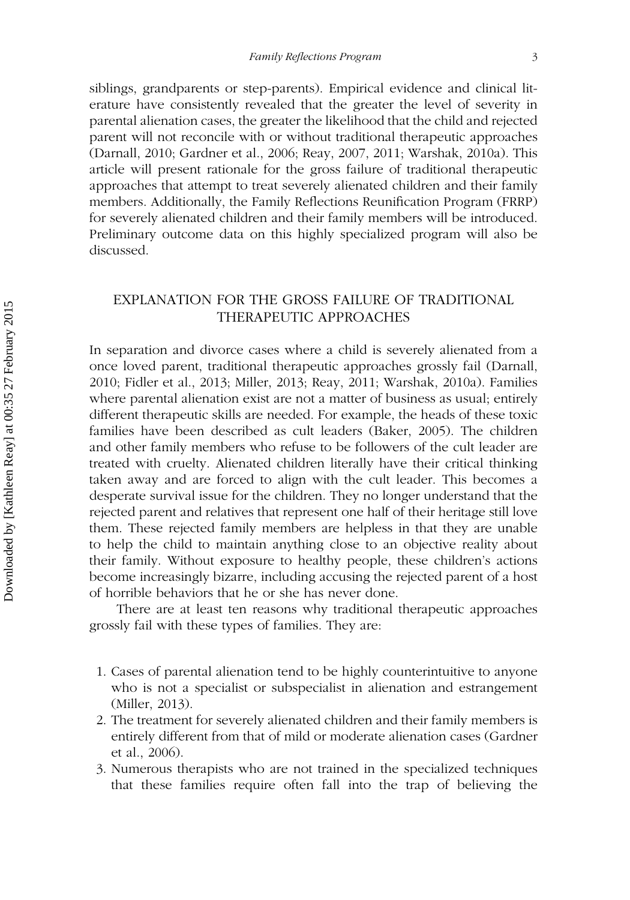siblings, grandparents or step-parents). Empirical evidence and clinical literature have consistently revealed that the greater the level of severity in parental alienation cases, the greater the likelihood that the child and rejected parent will not reconcile with or without traditional therapeutic approaches (Darnall, 2010; Gardner et al., 2006; Reay, 2007, 2011; Warshak, 2010a). This article will present rationale for the gross failure of traditional therapeutic approaches that attempt to treat severely alienated children and their family members. Additionally, the Family Reflections Reunification Program (FRRP) for severely alienated children and their family members will be introduced. Preliminary outcome data on this highly specialized program will also be discussed.

## EXPLANATION FOR THE GROSS FAILURE OF TRADITIONAL THERAPEUTIC APPROACHES

In separation and divorce cases where a child is severely alienated from a once loved parent, traditional therapeutic approaches grossly fail (Darnall, 2010; Fidler et al., 2013; Miller, 2013; Reay, 2011; Warshak, 2010a). Families where parental alienation exist are not a matter of business as usual; entirely different therapeutic skills are needed. For example, the heads of these toxic families have been described as cult leaders (Baker, 2005). The children and other family members who refuse to be followers of the cult leader are treated with cruelty. Alienated children literally have their critical thinking taken away and are forced to align with the cult leader. This becomes a desperate survival issue for the children. They no longer understand that the rejected parent and relatives that represent one half of their heritage still love them. These rejected family members are helpless in that they are unable to help the child to maintain anything close to an objective reality about their family. Without exposure to healthy people, these children's actions become increasingly bizarre, including accusing the rejected parent of a host of horrible behaviors that he or she has never done.

There are at least ten reasons why traditional therapeutic approaches grossly fail with these types of families. They are:

1. Cases of parental alienation tend to be highly counterintuitive to anyone who is not a specialist or subspecialist in alienation and estrangement (Miller, 2013).
2. The treatment for severely alienated children and their family members is entirely different from that of mild or moderate alienation cases (Gardner et al., 2006).
3. Numerous therapists who are not trained in the specialized techniques that these families require often fall into the trap of believing the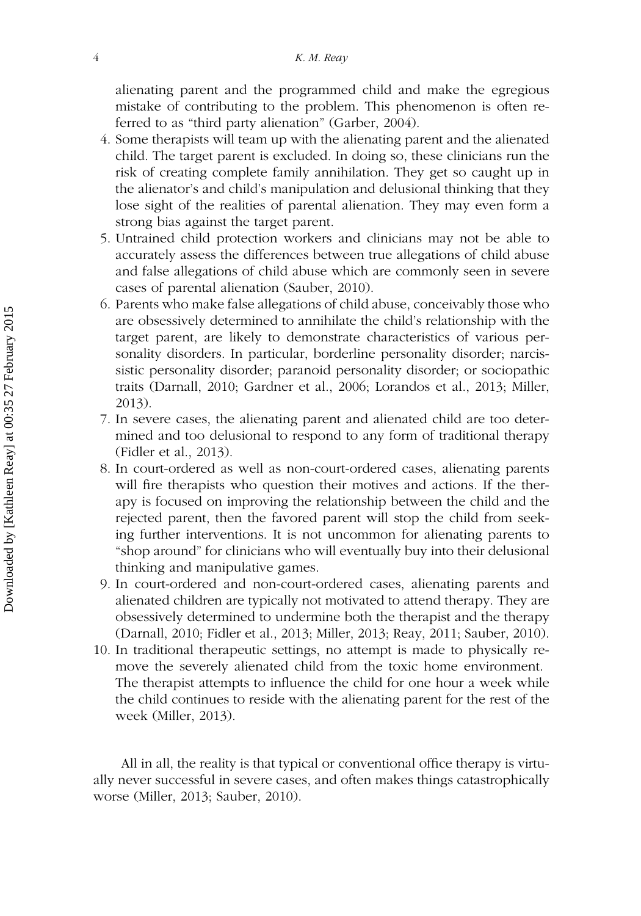alienating parent and the programmed child and make the egregious mistake of contributing to the problem. This phenomenon is often referred to as "third party alienation" (Garber, 2004).

4. Some therapists will team up with the alienating parent and the alienated child. The target parent is excluded. In doing so, these clinicians run the risk of creating complete family annihilation. They get so caught up in the alienator's and child's manipulation and delusional thinking that they lose sight of the realities of parental alienation. They may even form a strong bias against the target parent.
5. Untrained child protection workers and clinicians may not be able to accurately assess the differences between true allegations of child abuse and false allegations of child abuse which are commonly seen in severe cases of parental alienation (Sauber, 2010).
6. Parents who make false allegations of child abuse, conceivably those who are obsessively determined to annihilate the child's relationship with the target parent, are likely to demonstrate characteristics of various personality disorders. In particular, borderline personality disorder; narcissistic personality disorder; paranoid personality disorder; or sociopathic traits (Darnall, 2010; Gardner et al., 2006; Lorandos et al., 2013; Miller, 2013).
7. In severe cases, the alienating parent and alienated child are too determined and too delusional to respond to any form of traditional therapy (Fidler et al., 2013).
8. In court-ordered as well as non-court-ordered cases, alienating parents will fire therapists who question their motives and actions. If the therapy is focused on improving the relationship between the child and the rejected parent, then the favored parent will stop the child from seeking further interventions. It is not uncommon for alienating parents to "shop around" for clinicians who will eventually buy into their delusional thinking and manipulative games.
9. In court-ordered and non-court-ordered cases, alienating parents and alienated children are typically not motivated to attend therapy. They are obsessively determined to undermine both the therapist and the therapy (Darnall, 2010; Fidler et al., 2013; Miller, 2013; Reay, 2011; Sauber, 2010).
10. In traditional therapeutic settings, no attempt is made to physically remove the severely alienated child from the toxic home environment. The therapist attempts to influence the child for one hour a week while the child continues to reside with the alienating parent for the rest of the week (Miller, 2013).

All in all, the reality is that typical or conventional office therapy is virtually never successful in severe cases, and often makes things catastrophically worse (Miller, 2013; Sauber, 2010).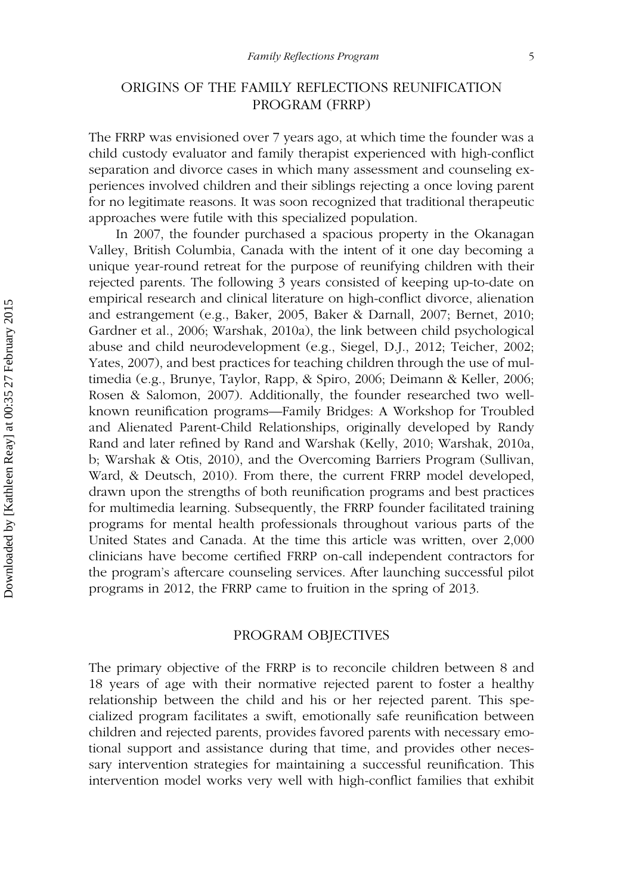## ORIGINS OF THE FAMILY REFLECTIONS REUNIFICATION PROGRAM (FRRP)

The FRRP was envisioned over 7 years ago, at which time the founder was a child custody evaluator and family therapist experienced with high-conflict separation and divorce cases in which many assessment and counseling experiences involved children and their siblings rejecting a once loving parent for no legitimate reasons. It was soon recognized that traditional therapeutic approaches were futile with this specialized population.

In 2007, the founder purchased a spacious property in the Okanagan Valley, British Columbia, Canada with the intent of it one day becoming a unique year-round retreat for the purpose of reunifying children with their rejected parents. The following 3 years consisted of keeping up-to-date on empirical research and clinical literature on high-conflict divorce, alienation and estrangement (e.g., Baker, 2005, Baker & Darnall, 2007; Bernet, 2010; Gardner et al., 2006; Warshak, 2010a), the link between child psychological abuse and child neurodevelopment (e.g., Siegel, D.J., 2012; Teicher, 2002; Yates, 2007), and best practices for teaching children through the use of multimedia (e.g., Brunye, Taylor, Rapp, & Spiro, 2006; Deimann & Keller, 2006; Rosen & Salomon, 2007). Additionally, the founder researched two well-known reunification programs—Family Bridges: A Workshop for Troubled and Alienated Parent-Child Relationships, originally developed by Randy Rand and later refined by Rand and Warshak (Kelly, 2010; Warshak, 2010a, b; Warshak & Otis, 2010), and the Overcoming Barriers Program (Sullivan, Ward, & Deutsch, 2010). From there, the current FRRP model developed, drawn upon the strengths of both reunification programs and best practices for multimedia learning. Subsequently, the FRRP founder facilitated training programs for mental health professionals throughout various parts of the United States and Canada. At the time this article was written, over 2,000 clinicians have become certified FRRP on-call independent contractors for the program's aftercare counseling services. After launching successful pilot programs in 2012, the FRRP came to fruition in the spring of 2013.

## PROGRAM OBJECTIVES

The primary objective of the FRRP is to reconcile children between 8 and 18 years of age with their normative rejected parent to foster a healthy relationship between the child and his or her rejected parent. This specialized program facilitates a swift, emotionally safe reunification between children and rejected parents, provides favored parents with necessary emotional support and assistance during that time, and provides other necessary intervention strategies for maintaining a successful reunification. This intervention model works very well with high-conflict families that exhibit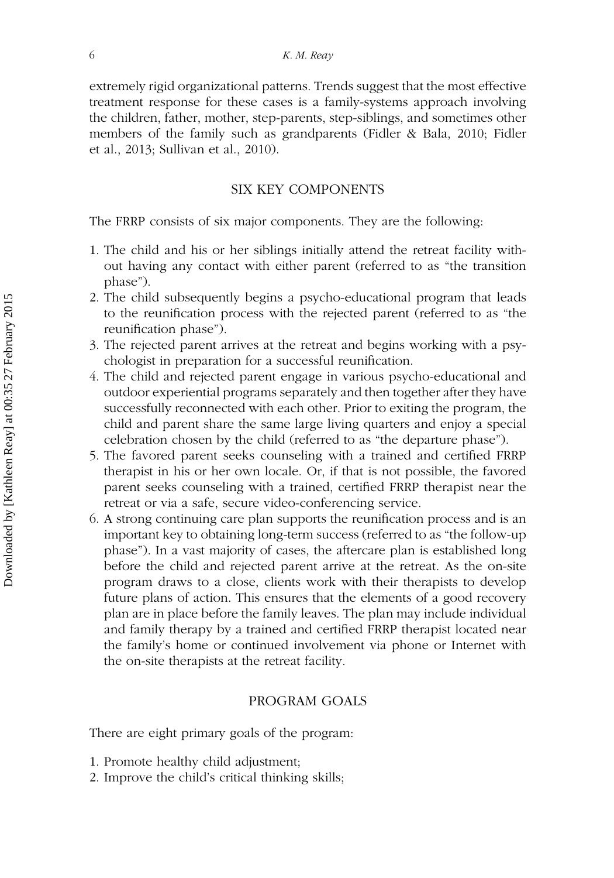extremely rigid organizational patterns. Trends suggest that the most effective treatment response for these cases is a family-systems approach involving the children, father, mother, step-parents, step-siblings, and sometimes other members of the family such as grandparents (Fidler & Bala, 2010; Fidler et al., 2013; Sullivan et al., 2010).

## SIX KEY COMPONENTS

The FRRP consists of six major components. They are the following:

1. The child and his or her siblings initially attend the retreat facility without having any contact with either parent (referred to as "the transition phase").
2. The child subsequently begins a psycho-educational program that leads to the reunification process with the rejected parent (referred to as "the reunification phase").
3. The rejected parent arrives at the retreat and begins working with a psychologist in preparation for a successful reunification.
4. The child and rejected parent engage in various psycho-educational and outdoor experiential programs separately and then together after they have successfully reconnected with each other. Prior to exiting the program, the child and parent share the same large living quarters and enjoy a special celebration chosen by the child (referred to as "the departure phase").
5. The favored parent seeks counseling with a trained and certified FRRP therapist in his or her own locale. Or, if that is not possible, the favored parent seeks counseling with a trained, certified FRRP therapist near the retreat or via a safe, secure video-conferencing service.
6. A strong continuing care plan supports the reunification process and is an important key to obtaining long-term success (referred to as "the follow-up phase"). In a vast majority of cases, the aftercare plan is established long before the child and rejected parent arrive at the retreat. As the on-site program draws to a close, clients work with their therapists to develop future plans of action. This ensures that the elements of a good recovery plan are in place before the family leaves. The plan may include individual and family therapy by a trained and certified FRRP therapist located near the family's home or continued involvement via phone or Internet with the on-site therapists at the retreat facility.

## PROGRAM GOALS

There are eight primary goals of the program:

1. Promote healthy child adjustment;
2. Improve the child's critical thinking skills;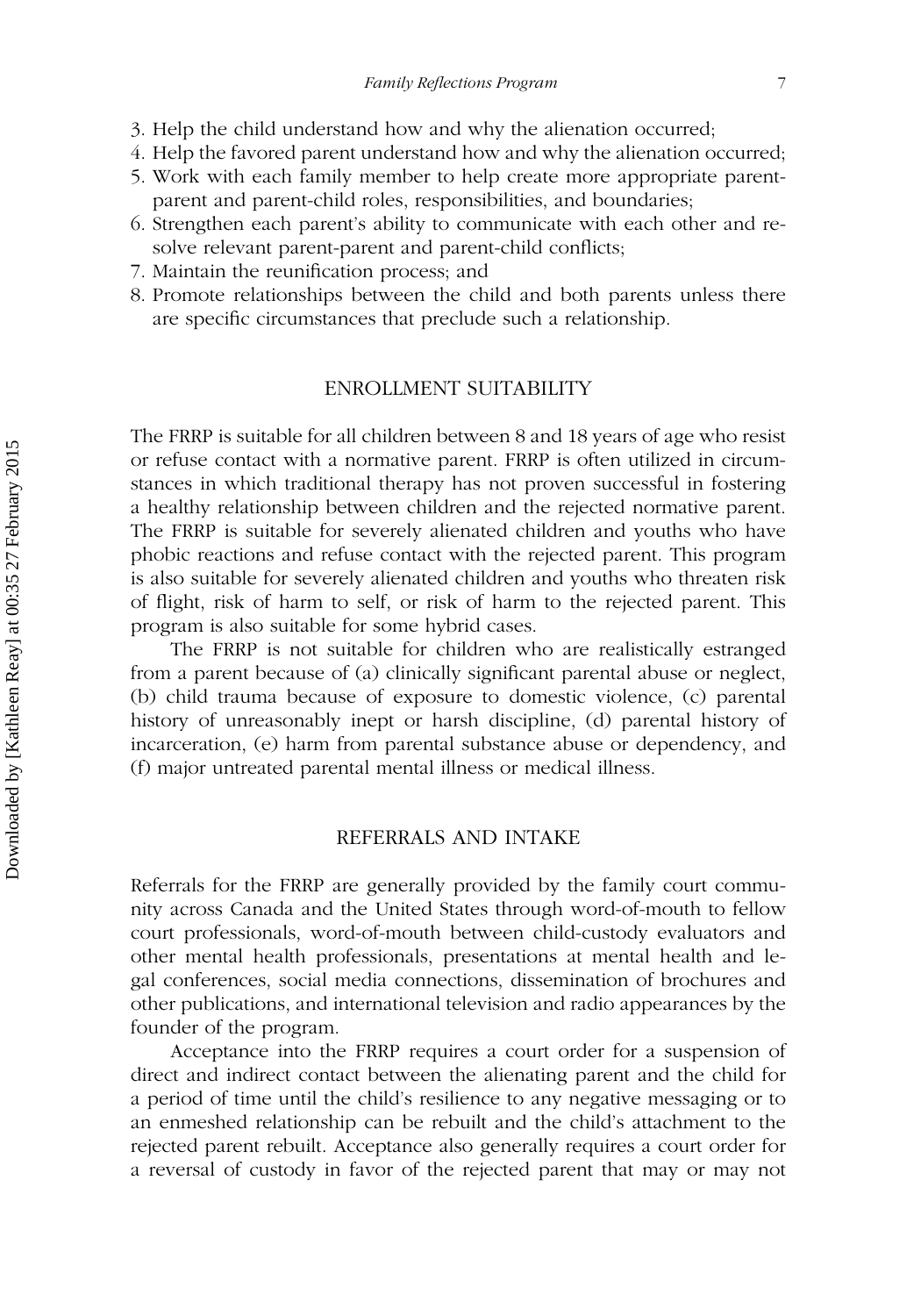3. Help the child understand how and why the alienation occurred;
4. Help the favored parent understand how and why the alienation occurred;
5. Work with each family member to help create more appropriate parent-parent and parent-child roles, responsibilities, and boundaries;
6. Strengthen each parent's ability to communicate with each other and resolve relevant parent-parent and parent-child conflicts;
7. Maintain the reunification process; and
8. Promote relationships between the child and both parents unless there are specific circumstances that preclude such a relationship.

## ENROLLMENT SUITABILITY

The FRRP is suitable for all children between 8 and 18 years of age who resist or refuse contact with a normative parent. FRRP is often utilized in circumstances in which traditional therapy has not proven successful in fostering a healthy relationship between children and the rejected normative parent. The FRRP is suitable for severely alienated children and youths who have phobic reactions and refuse contact with the rejected parent. This program is also suitable for severely alienated children and youths who threaten risk of flight, risk of harm to self, or risk of harm to the rejected parent. This program is also suitable for some hybrid cases.

The FRRP is not suitable for children who are realistically estranged from a parent because of (a) clinically significant parental abuse or neglect, (b) child trauma because of exposure to domestic violence, (c) parental history of unreasonably inept or harsh discipline, (d) parental history of incarceration, (e) harm from parental substance abuse or dependency, and (f) major untreated parental mental illness or medical illness.

## REFERRALS AND INTAKE

Referrals for the FRRP are generally provided by the family court community across Canada and the United States through word-of-mouth to fellow court professionals, word-of-mouth between child-custody evaluators and other mental health professionals, presentations at mental health and legal conferences, social media connections, dissemination of brochures and other publications, and international television and radio appearances by the founder of the program.

Acceptance into the FRRP requires a court order for a suspension of direct and indirect contact between the alienating parent and the child for a period of time until the child's resilience to any negative messaging or to an enmeshed relationship can be rebuilt and the child's attachment to the rejected parent rebuilt. Acceptance also generally requires a court order for a reversal of custody in favor of the rejected parent that may or may not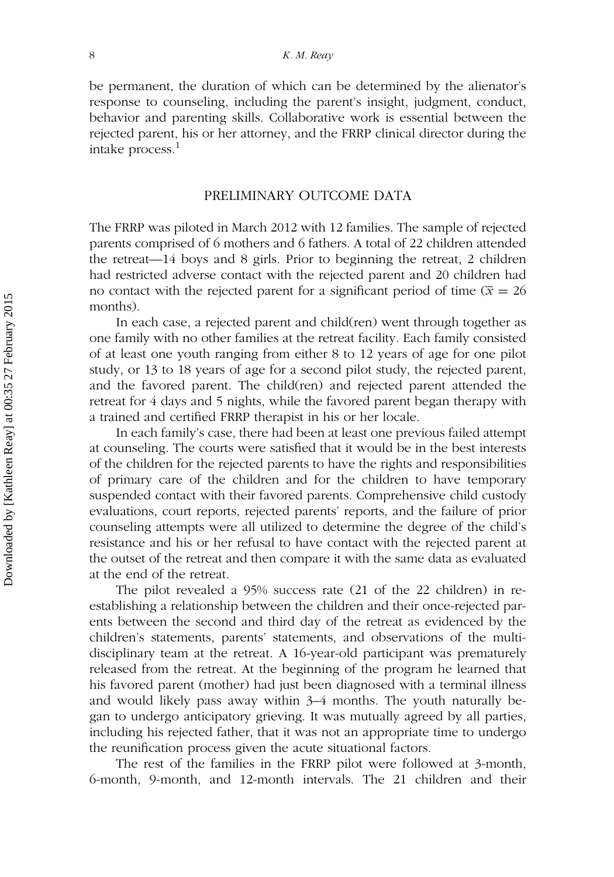be permanent, the duration of which can be determined by the alienator's response to counseling, including the parent's insight, judgment, conduct, behavior and parenting skills. Collaborative work is essential between the rejected parent, his or her attorney, and the FRRP clinical director during the intake process.[1]

## PRELIMINARY OUTCOME DATA

The FRRP was piloted in March 2012 with 12 families. The sample of rejected parents comprised of 6 mothers and 6 fathers. A total of 22 children attended the retreat—14 boys and 8 girls. Prior to beginning the retreat, 2 children had restricted adverse contact with the rejected parent and 20 children had no contact with the rejected parent for a significant period of time ($\overline{x} = 26$ months).

In each case, a rejected parent and child(ren) went through together as one family with no other families at the retreat facility. Each family consisted of at least one youth ranging from either 8 to 12 years of age for one pilot study, or 13 to 18 years of age for a second pilot study, the rejected parent, and the favored parent. The child(ren) and rejected parent attended the retreat for 4 days and 5 nights, while the favored parent began therapy with a trained and certified FRRP therapist in his or her locale.

In each family's case, there had been at least one previous failed attempt at counseling. The courts were satisfied that it would be in the best interests of the children for the rejected parents to have the rights and responsibilities of primary care of the children and for the children to have temporary suspended contact with their favored parents. Comprehensive child custody evaluations, court reports, rejected parents' reports, and the failure of prior counseling attempts were all utilized to determine the degree of the child's resistance and his or her refusal to have contact with the rejected parent at the outset of the retreat and then compare it with the same data as evaluated at the end of the retreat.

The pilot revealed a 95% success rate (21 of the 22 children) in re-establishing a relationship between the children and their once-rejected parents between the second and third day of the retreat as evidenced by the children's statements, parents' statements, and observations of the multi-disciplinary team at the retreat. A 16-year-old participant was prematurely released from the retreat. At the beginning of the program he learned that his favored parent (mother) had just been diagnosed with a terminal illness and would likely pass away within 3–4 months. The youth naturally began to undergo anticipatory grieving. It was mutually agreed by all parties, including his rejected father, that it was not an appropriate time to undergo the reunification process given the acute situational factors.

The rest of the families in the FRRP pilot were followed at 3-month, 6-month, 9-month, and 12-month intervals. The 21 children and their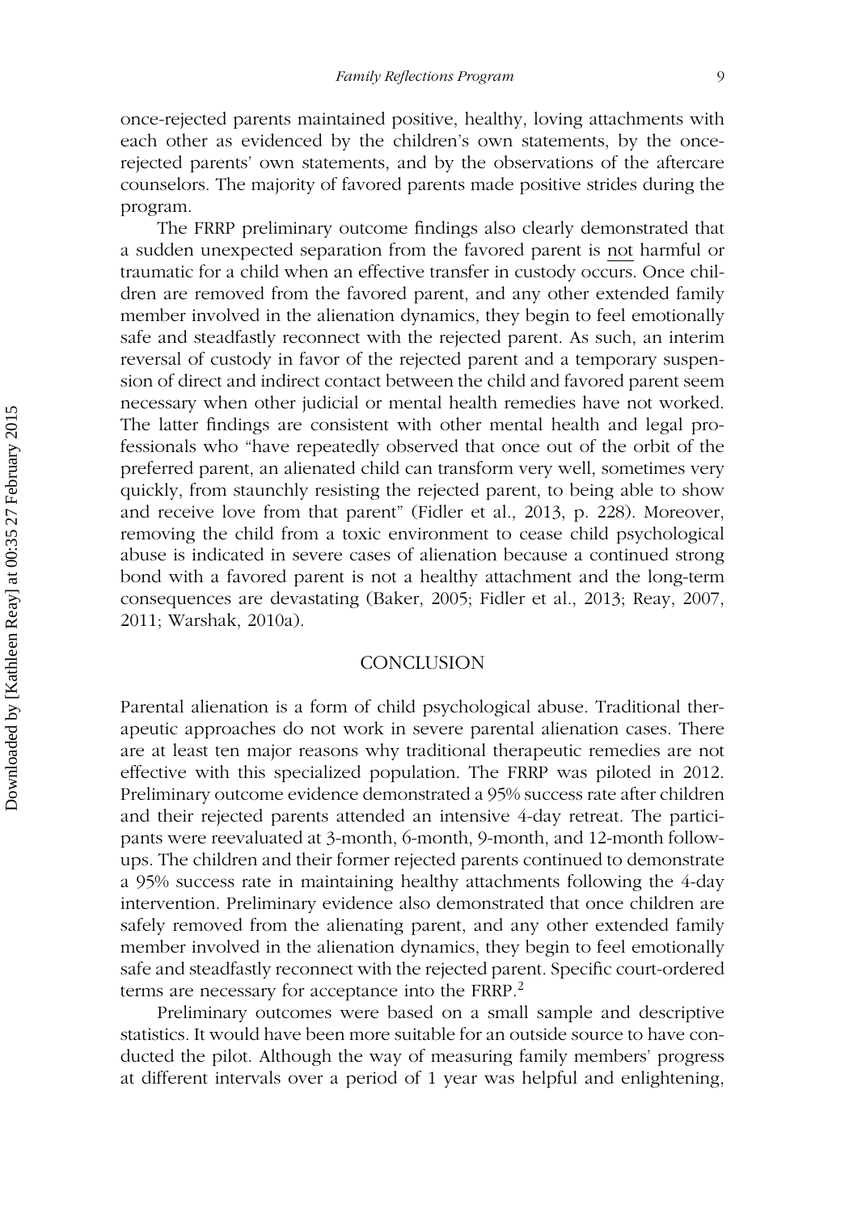once-rejected parents maintained positive, healthy, loving attachments with each other as evidenced by the children's own statements, by the once-rejected parents' own statements, and by the observations of the aftercare counselors. The majority of favored parents made positive strides during the program.

The FRRP preliminary outcome findings also clearly demonstrated that a sudden unexpected separation from the favored parent is not harmful or traumatic for a child when an effective transfer in custody occurs. Once children are removed from the favored parent, and any other extended family member involved in the alienation dynamics, they begin to feel emotionally safe and steadfastly reconnect with the rejected parent. As such, an interim reversal of custody in favor of the rejected parent and a temporary suspension of direct and indirect contact between the child and favored parent seem necessary when other judicial or mental health remedies have not worked. The latter findings are consistent with other mental health and legal professionals who "have repeatedly observed that once out of the orbit of the preferred parent, an alienated child can transform very well, sometimes very quickly, from staunchly resisting the rejected parent, to being able to show and receive love from that parent" (Fidler et al., 2013, p. 228). Moreover, removing the child from a toxic environment to cease child psychological abuse is indicated in severe cases of alienation because a continued strong bond with a favored parent is not a healthy attachment and the long-term consequences are devastating (Baker, 2005; Fidler et al., 2013; Reay, 2007, 2011; Warshak, 2010a).

## CONCLUSION

Parental alienation is a form of child psychological abuse. Traditional therapeutic approaches do not work in severe parental alienation cases. There are at least ten major reasons why traditional therapeutic remedies are not effective with this specialized population. The FRRP was piloted in 2012. Preliminary outcome evidence demonstrated a 95% success rate after children and their rejected parents attended an intensive 4-day retreat. The participants were reevaluated at 3-month, 6-month, 9-month, and 12-month follow-ups. The children and their former rejected parents continued to demonstrate a 95% success rate in maintaining healthy attachments following the 4-day intervention. Preliminary evidence also demonstrated that once children are safely removed from the alienating parent, and any other extended family member involved in the alienation dynamics, they begin to feel emotionally safe and steadfastly reconnect with the rejected parent. Specific court-ordered terms are necessary for acceptance into the FRRP.[2]

Preliminary outcomes were based on a small sample and descriptive statistics. It would have been more suitable for an outside source to have conducted the pilot. Although the way of measuring family members' progress at different intervals over a period of 1 year was helpful and enlightening,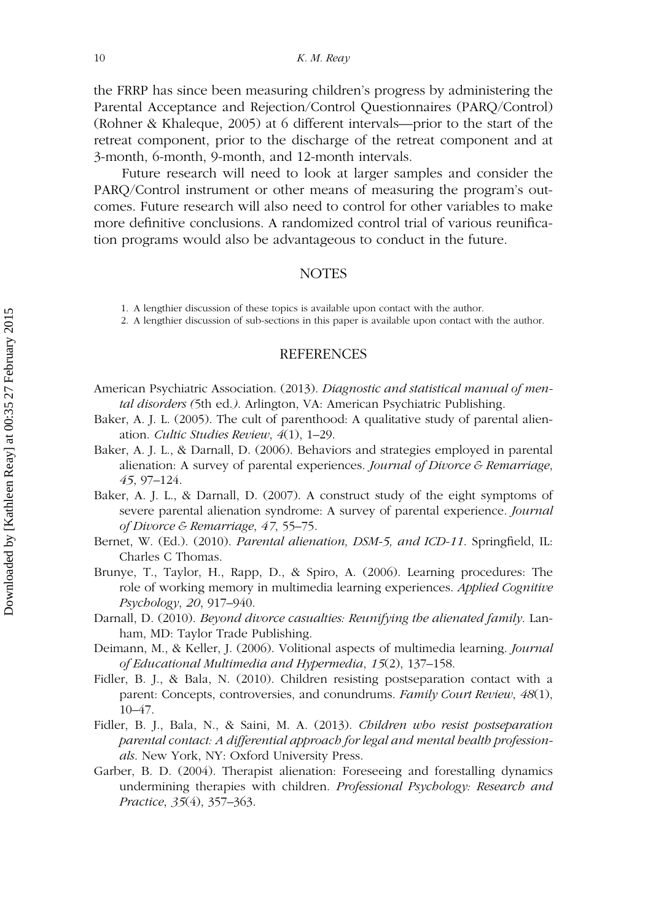the FRRP has since been measuring children's progress by administering the Parental Acceptance and Rejection/Control Questionnaires (PARQ/Control) (Rohner & Khaleque, 2005) at 6 different intervals—prior to the start of the retreat component, prior to the discharge of the retreat component and at 3-month, 6-month, 9-month, and 12-month intervals.

Future research will need to look at larger samples and consider the PARQ/Control instrument or other means of measuring the program's outcomes. Future research will also need to control for other variables to make more definitive conclusions. A randomized control trial of various reunification programs would also be advantageous to conduct in the future.

## NOTES

1. A lengthier discussion of these topics is available upon contact with the author.
2. A lengthier discussion of sub-sections in this paper is available upon contact with the author.

## REFERENCES

American Psychiatric Association. (2013). *Diagnostic and statistical manual of mental disorders (*5th ed.*)*. Arlington, VA: American Psychiatric Publishing.

Baker, A. J. L. (2005). The cult of parenthood: A qualitative study of parental alienation. *Cultic Studies Review*, *4*(1), 1–29.

Baker, A. J. L., & Darnall, D. (2006). Behaviors and strategies employed in parental alienation: A survey of parental experiences. *Journal of Divorce & Remarriage*, *45*, 97–124.

Baker, A. J. L., & Darnall, D. (2007). A construct study of the eight symptoms of severe parental alienation syndrome: A survey of parental experience. *Journal of Divorce & Remarriage*, *47*, 55–75.

Bernet, W. (Ed.). (2010). *Parental alienation, DSM-5, and ICD-11*. Springfield, IL: Charles C Thomas.

Brunye, T., Taylor, H., Rapp, D., & Spiro, A. (2006). Learning procedures: The role of working memory in multimedia learning experiences. *Applied Cognitive Psychology*, *20*, 917–940.

Darnall, D. (2010). *Beyond divorce casualties: Reunifying the alienated family*. Lanham, MD: Taylor Trade Publishing.

Deimann, M., & Keller, J. (2006). Volitional aspects of multimedia learning. *Journal of Educational Multimedia and Hypermedia*, *15*(2), 137–158.

Fidler, B. J., & Bala, N. (2010). Children resisting postseparation contact with a parent: Concepts, controversies, and conundrums. *Family Court Review*, *48*(1), 10–47.

Fidler, B. J., Bala, N., & Saini, M. A. (2013). *Children who resist postseparation parental contact: A differential approach for legal and mental health professionals*. New York, NY: Oxford University Press.

Garber, B. D. (2004). Therapist alienation: Foreseeing and forestalling dynamics undermining therapies with children. *Professional Psychology: Research and Practice*, *35*(4), 357–363.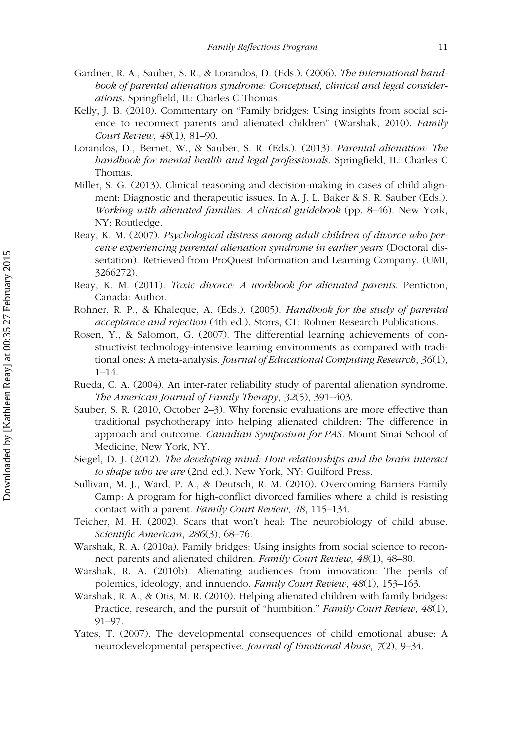Gardner, R. A., Sauber, S. R., & Lorandos, D. (Eds.). (2006). *The international handbook of parental alienation syndrome: Conceptual, clinical and legal considerations*. Springfield, IL: Charles C Thomas.

Kelly, J. B. (2010). Commentary on "Family bridges: Using insights from social science to reconnect parents and alienated children" (Warshak, 2010). *Family Court Review*, *48*(1), 81–90.

Lorandos, D., Bernet, W., & Sauber, S. R. (Eds.). (2013). *Parental alienation: The handbook for mental health and legal professionals*. Springfield, IL: Charles C Thomas.

Miller, S. G. (2013). Clinical reasoning and decision-making in cases of child alignment: Diagnostic and therapeutic issues. In A. J. L. Baker & S. R. Sauber (Eds.). *Working with alienated families: A clinical guidebook* (pp. 8–46). New York, NY: Routledge.

Reay, K. M. (2007). *Psychological distress among adult children of divorce who perceive experiencing parental alienation syndrome in earlier years* (Doctoral dissertation). Retrieved from ProQuest Information and Learning Company. (UMI, 3266272).

Reay, K. M. (2011). *Toxic divorce: A workbook for alienated parents*. Penticton, Canada: Author.

Rohner, R. P., & Khaleque, A. (Eds.). (2005). *Handbook for the study of parental acceptance and rejection* (4th ed.). Storrs, CT: Rohner Research Publications.

Rosen, Y., & Salomon, G. (2007). The differential learning achievements of constructivist technology-intensive learning environments as compared with traditional ones: A meta-analysis. *Journal of Educational Computing Research*, *36*(1), 1–14.

Rueda, C. A. (2004). An inter-rater reliability study of parental alienation syndrome. *The American Journal of Family Therapy*, *32*(5), 391–403.

Sauber, S. R. (2010, October 2–3). Why forensic evaluations are more effective than traditional psychotherapy into helping alienated children: The difference in approach and outcome. *Canadian Symposium for PAS*. Mount Sinai School of Medicine, New York, NY.

Siegel, D. J. (2012). *The developing mind: How relationships and the brain interact to shape who we are* (2nd ed.). New York, NY: Guilford Press.

Sullivan, M. J., Ward, P. A., & Deutsch, R. M. (2010). Overcoming Barriers Family Camp: A program for high-conflict divorced families where a child is resisting contact with a parent. *Family Court Review*, *48*, 115–134.

Teicher, M. H. (2002). Scars that won't heal: The neurobiology of child abuse. *Scientific American*, *286*(3), 68–76.

Warshak, R. A. (2010a). Family bridges: Using insights from social science to reconnect parents and alienated children. *Family Court Review*, *48*(1), 48–80.

Warshak, R. A. (2010b). Alienating audiences from innovation: The perils of polemics, ideology, and innuendo. *Family Court Review*, *48*(1), 153–163.

Warshak, R. A., & Otis, M. R. (2010). Helping alienated children with family bridges: Practice, research, and the pursuit of "humbition." *Family Court Review*, *48*(1), 91–97.

Yates, T. (2007). The developmental consequences of child emotional abuse: A neurodevelopmental perspective. *Journal of Emotional Abuse*, *7*(2), 9–34.